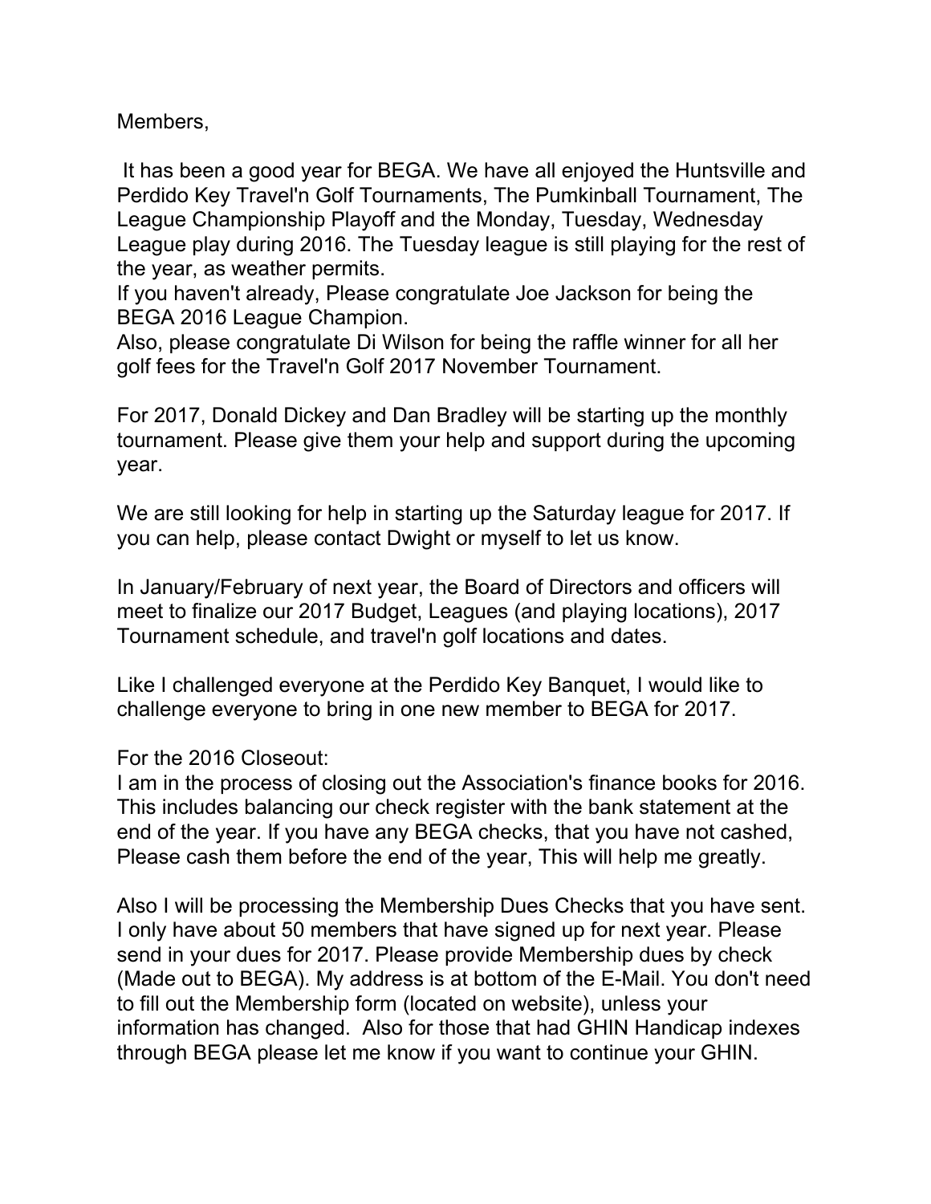Members,

It has been a good year for BEGA. We have all enjoyed the Huntsville and Perdido Key Travel'n Golf Tournaments, The Pumkinball Tournament, The League Championship Playoff and the Monday, Tuesday, Wednesday League play during 2016. The Tuesday league is still playing for the rest of the year, as weather permits.
If you haven't already, Please congratulate Joe Jackson for being the BEGA 2016 League Champion.
Also, please congratulate Di Wilson for being the raffle winner for all her golf fees for the Travel'n Golf 2017 November Tournament.

For 2017, Donald Dickey and Dan Bradley will be starting up the monthly tournament. Please give them your help and support during the upcoming year.

We are still looking for help in starting up the Saturday league for 2017. If you can help, please contact Dwight or myself to let us know.

In January/February of next year, the Board of Directors and officers will meet to finalize our 2017 Budget, Leagues (and playing locations), 2017 Tournament schedule, and travel'n golf locations and dates.

Like I challenged everyone at the Perdido Key Banquet, I would like to challenge everyone to bring in one new member to BEGA for 2017.

For the 2016 Closeout:
I am in the process of closing out the Association's finance books for 2016. This includes balancing our check register with the bank statement at the end of the year. If you have any BEGA checks, that you have not cashed, Please cash them before the end of the year, This will help me greatly.

Also I will be processing the Membership Dues Checks that you have sent. I only have about 50 members that have signed up for next year. Please send in your dues for 2017. Please provide Membership dues by check (Made out to BEGA). My address is at bottom of the E-Mail. You don't need to fill out the Membership form (located on website), unless your information has changed. Also for those that had GHIN Handicap indexes through BEGA please let me know if you want to continue your GHIN.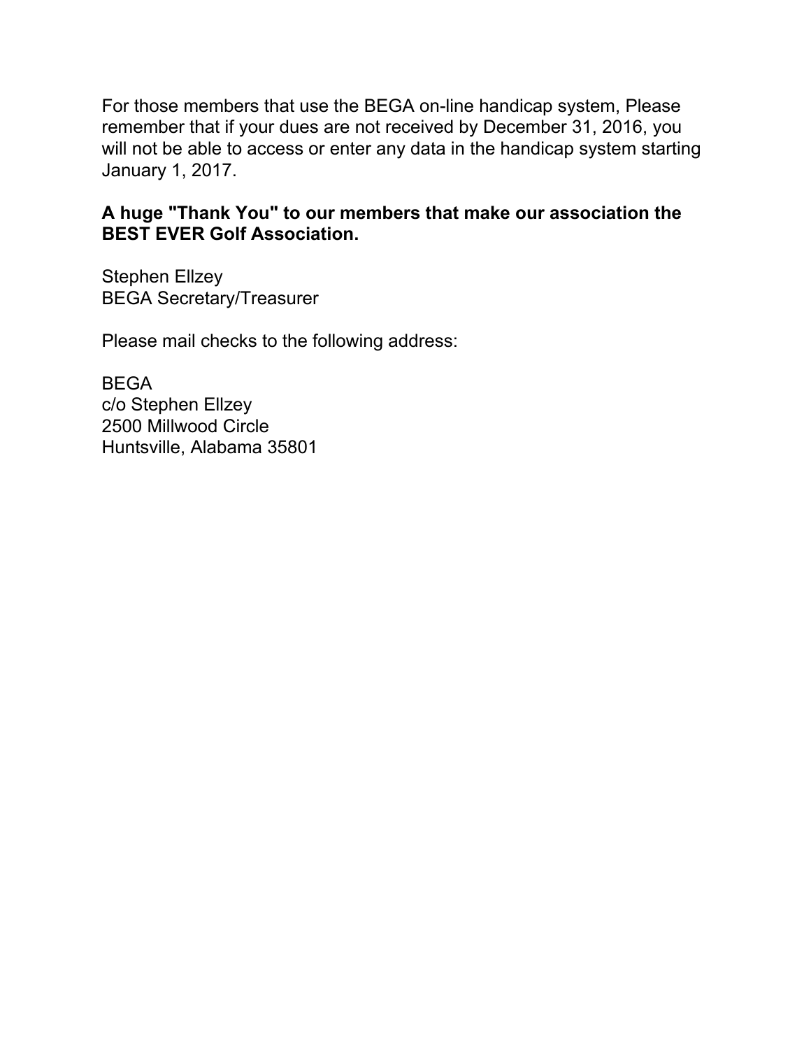For those members that use the BEGA on-line handicap system, Please remember that if your dues are not received by December 31, 2016, you will not be able to access or enter any data in the handicap system starting January 1, 2017.

**A huge "Thank You" to our members that make our association the BEST EVER Golf Association.**

Stephen Ellzey
BEGA Secretary/Treasurer

Please mail checks to the following address:

BEGA
c/o Stephen Ellzey
2500 Millwood Circle
Huntsville, Alabama 35801